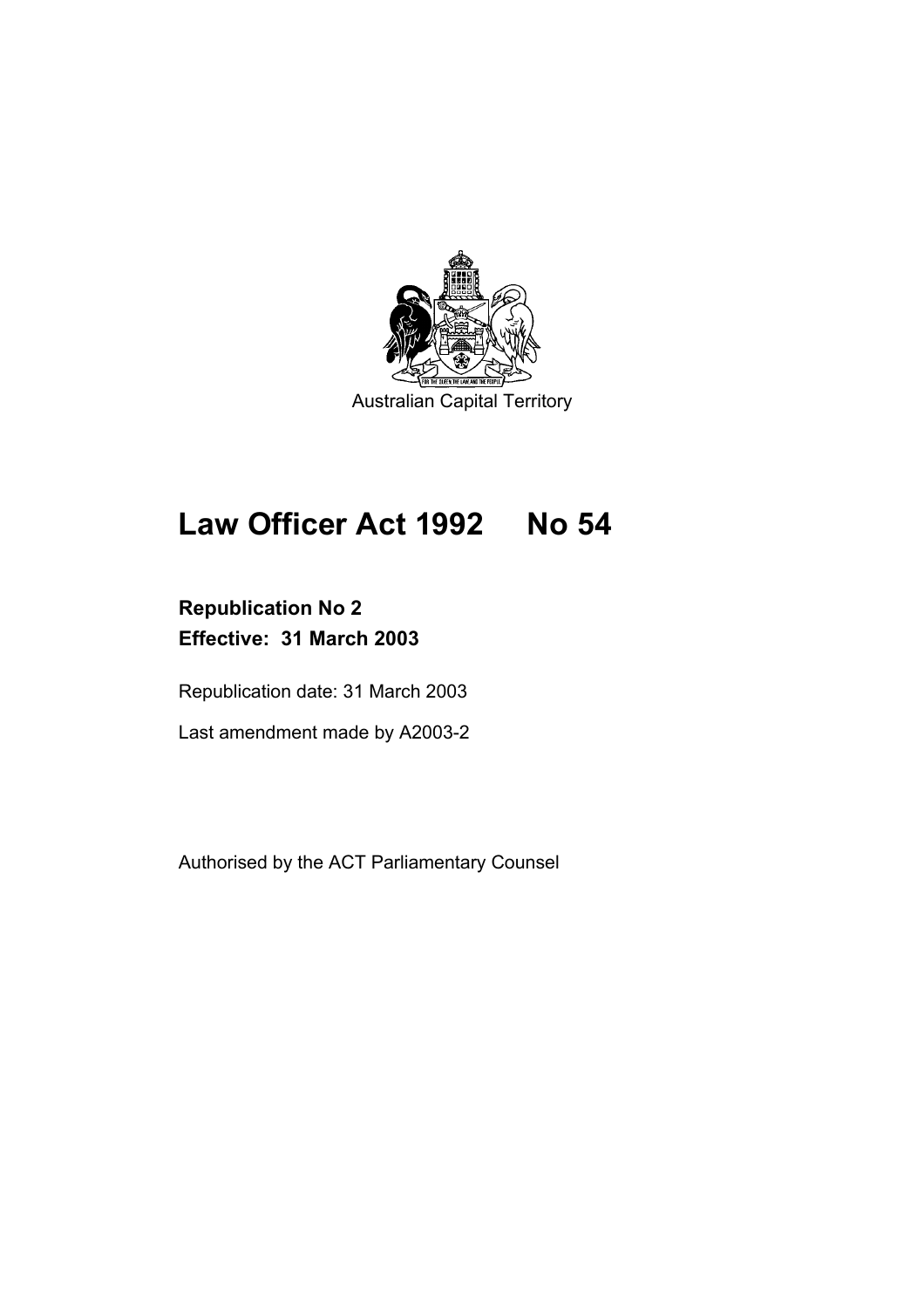Australian Capital Territory

# Law Officer Act 1992 No 54

**Republication No 2**
**Effective: 31 March 2003**

Republication date: 31 March 2003

Last amendment made by A2003-2

Authorised by the ACT Parliamentary Counsel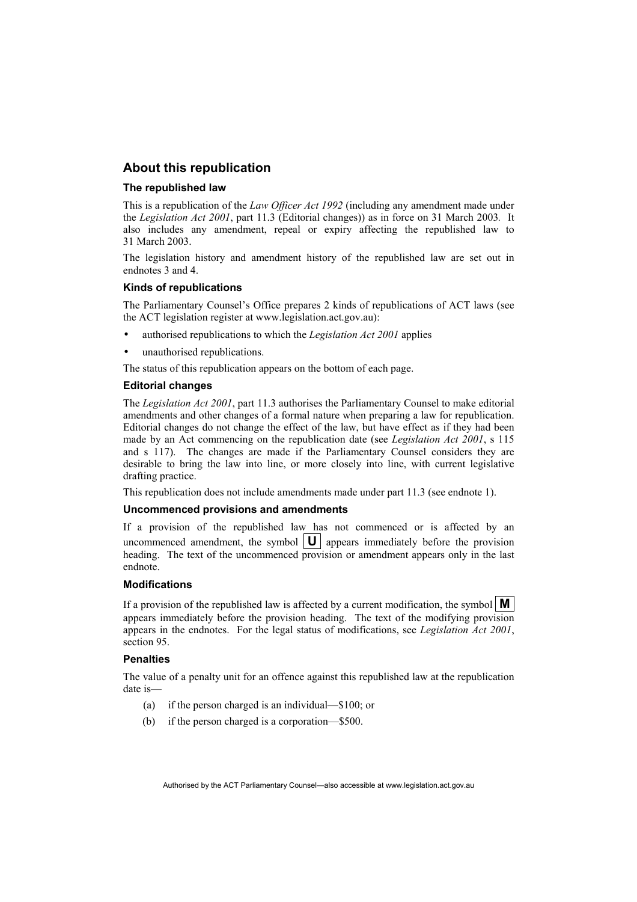## About this republication

### The republished law

This is a republication of the *Law Officer Act 1992* (including any amendment made under the *Legislation Act 2001*, part 11.3 (Editorial changes)) as in force on 31 March 2003. It also includes any amendment, repeal or expiry affecting the republished law to 31 March 2003.

The legislation history and amendment history of the republished law are set out in endnotes 3 and 4.

### Kinds of republications

The Parliamentary Counsel's Office prepares 2 kinds of republications of ACT laws (see the ACT legislation register at www.legislation.act.gov.au):

- authorised republications to which the *Legislation Act 2001* applies
- unauthorised republications.

The status of this republication appears on the bottom of each page.

### Editorial changes

The *Legislation Act 2001*, part 11.3 authorises the Parliamentary Counsel to make editorial amendments and other changes of a formal nature when preparing a law for republication. Editorial changes do not change the effect of the law, but have effect as if they had been made by an Act commencing on the republication date (see *Legislation Act 2001*, s 115 and s 117). The changes are made if the Parliamentary Counsel considers they are desirable to bring the law into line, or more closely into line, with current legislative drafting practice.

This republication does not include amendments made under part 11.3 (see endnote 1).

### Uncommenced provisions and amendments

If a provision of the republished law has not commenced or is affected by an uncommenced amendment, the symbol **U** appears immediately before the provision heading. The text of the uncommenced provision or amendment appears only in the last endnote.

### Modifications

If a provision of the republished law is affected by a current modification, the symbol **M** appears immediately before the provision heading. The text of the modifying provision appears in the endnotes. For the legal status of modifications, see *Legislation Act 2001*, section 95.

### Penalties

The value of a penalty unit for an offence against this republished law at the republication date is—

(a) if the person charged is an individual—$100; or

(b) if the person charged is a corporation—$500.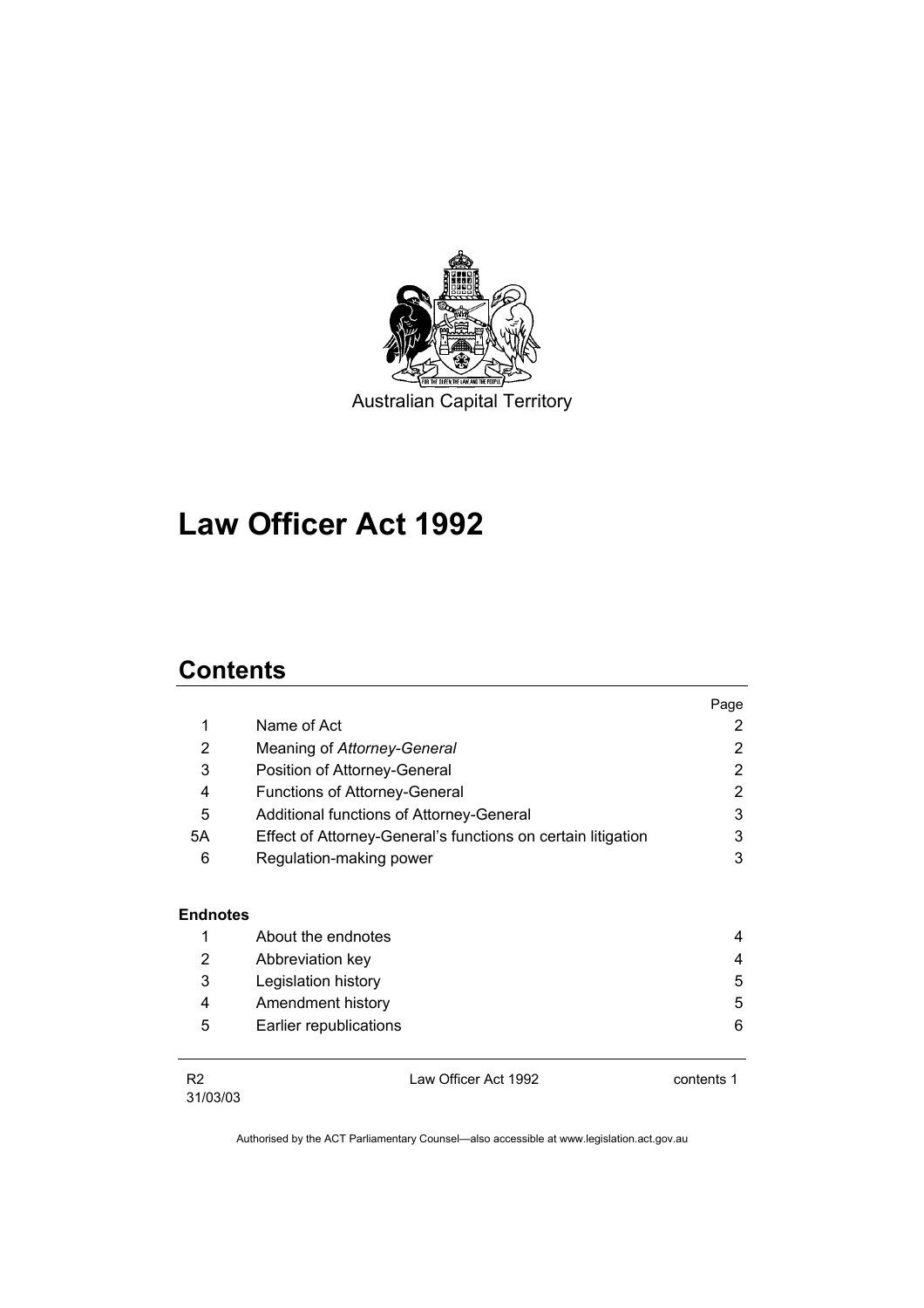Australian Capital Territory

# Law Officer Act 1992

## Contents

| | | Page |
|---|---|---|
| 1 | Name of Act | 2 |
| 2 | Meaning of *Attorney-General* | 2 |
| 3 | Position of Attorney-General | 2 |
| 4 | Functions of Attorney-General | 2 |
| 5 | Additional functions of Attorney-General | 3 |
| 5A | Effect of Attorney-General's functions on certain litigation | 3 |
| 6 | Regulation-making power | 3 |
| **Endnotes** | | |
| 1 | About the endnotes | 4 |
| 2 | Abbreviation key | 4 |
| 3 | Legislation history | 5 |
| 4 | Amendment history | 5 |
| 5 | Earlier republications | 6 |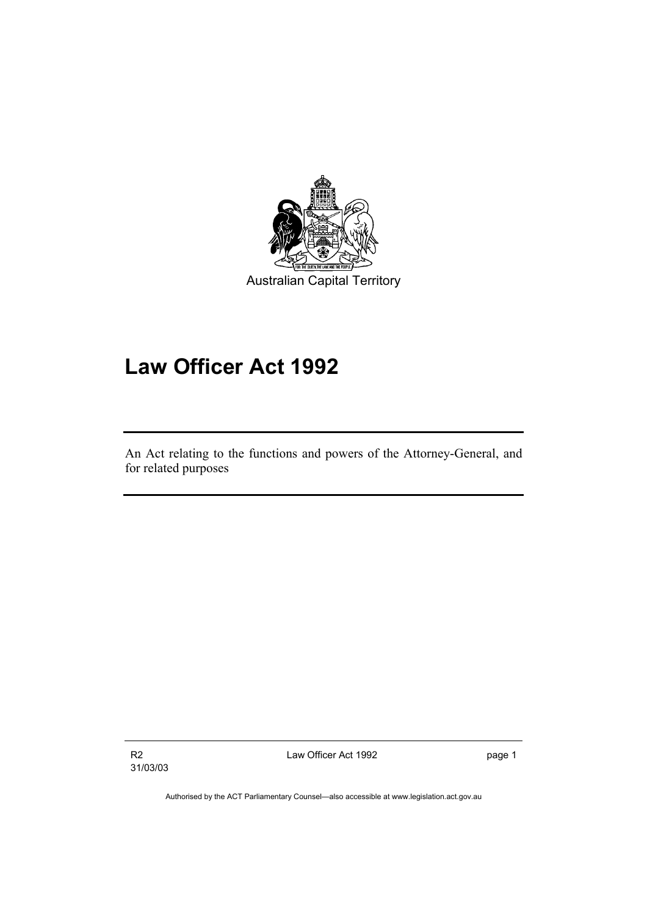Australian Capital Territory

# Law Officer Act 1992

An Act relating to the functions and powers of the Attorney-General, and for related purposes

Authorised by the ACT Parliamentary Counsel—also accessible at www.legislation.act.gov.au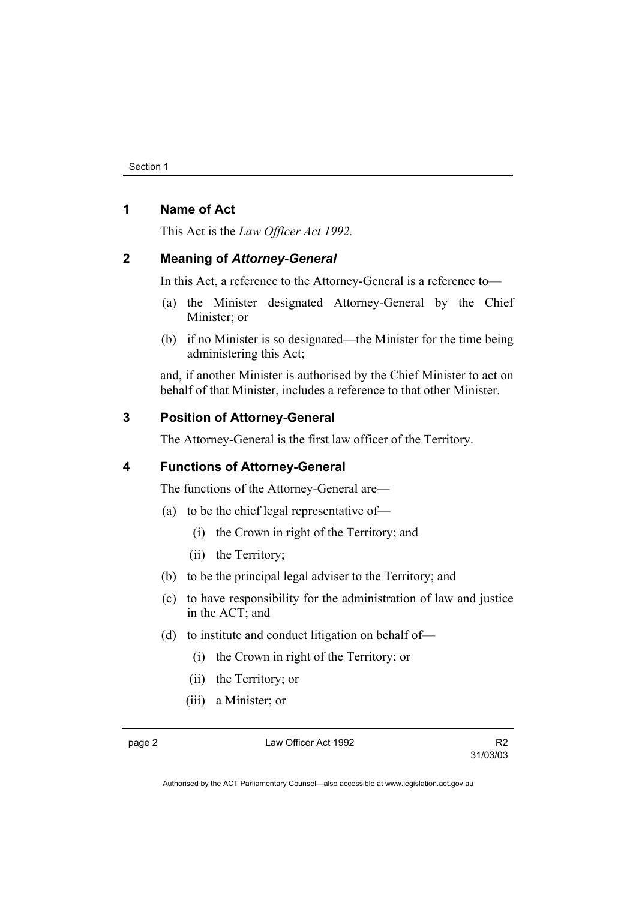## 1 Name of Act

This Act is the *Law Officer Act 1992.*

## 2 Meaning of *Attorney-General*

In this Act, a reference to the Attorney-General is a reference to—

(a) the Minister designated Attorney-General by the Chief Minister; or

(b) if no Minister is so designated—the Minister for the time being administering this Act;

and, if another Minister is authorised by the Chief Minister to act on behalf of that Minister, includes a reference to that other Minister.

## 3 Position of Attorney-General

The Attorney-General is the first law officer of the Territory.

## 4 Functions of Attorney-General

The functions of the Attorney-General are—

(a) to be the chief legal representative of—

  (i) the Crown in right of the Territory; and

  (ii) the Territory;

(b) to be the principal legal adviser to the Territory; and

(c) to have responsibility for the administration of law and justice in the ACT; and

(d) to institute and conduct litigation on behalf of—

  (i) the Crown in right of the Territory; or

  (ii) the Territory; or

  (iii) a Minister; or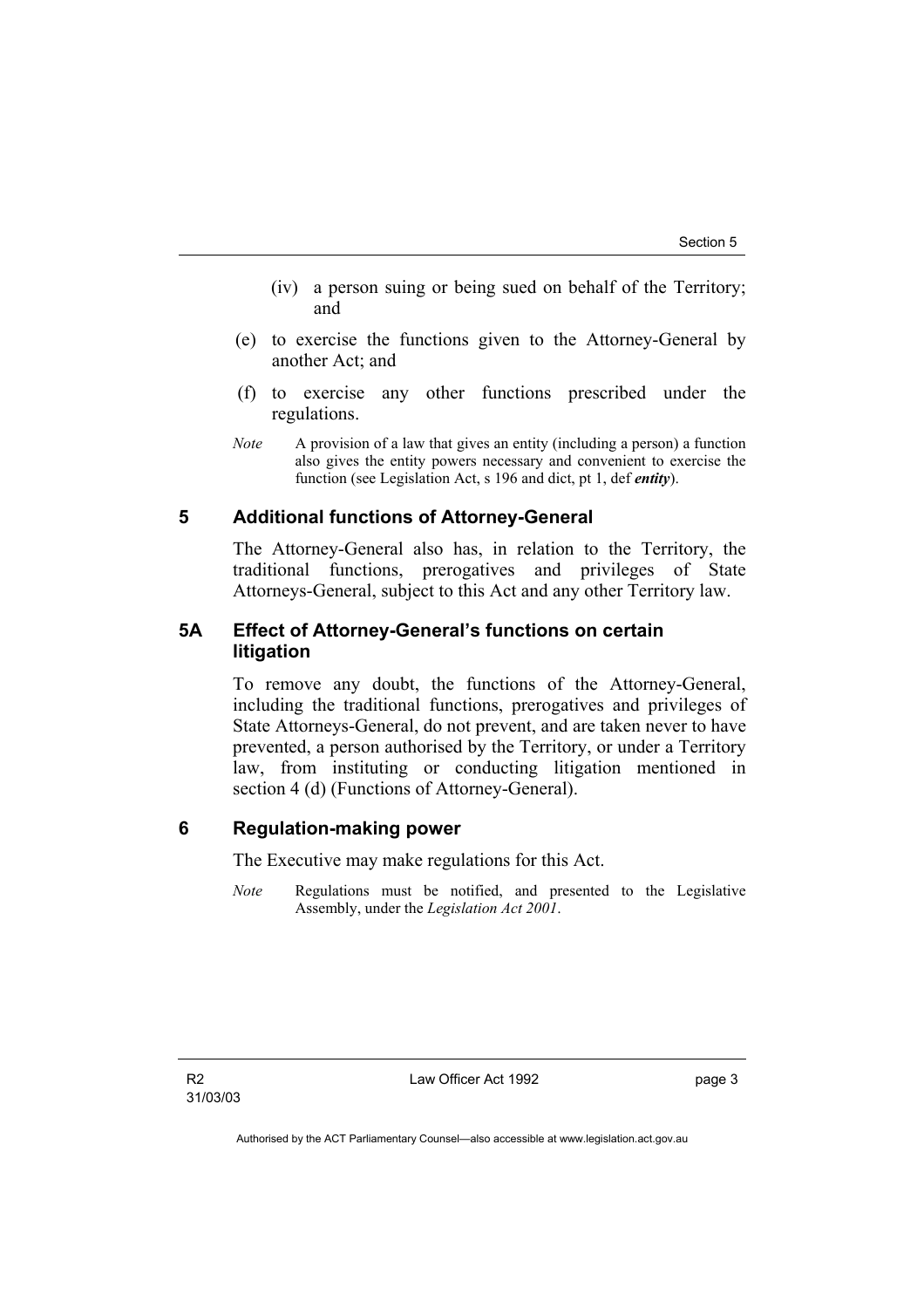(iv) a person suing or being sued on behalf of the Territory; and

(e) to exercise the functions given to the Attorney-General by another Act; and

(f) to exercise any other functions prescribed under the regulations.

*Note* A provision of a law that gives an entity (including a person) a function also gives the entity powers necessary and convenient to exercise the function (see Legislation Act, s 196 and dict, pt 1, def ***entity***).

## 5 Additional functions of Attorney-General

The Attorney-General also has, in relation to the Territory, the traditional functions, prerogatives and privileges of State Attorneys-General, subject to this Act and any other Territory law.

## 5A Effect of Attorney-General's functions on certain litigation

To remove any doubt, the functions of the Attorney-General, including the traditional functions, prerogatives and privileges of State Attorneys-General, do not prevent, and are taken never to have prevented, a person authorised by the Territory, or under a Territory law, from instituting or conducting litigation mentioned in section 4 (d) (Functions of Attorney-General).

## 6 Regulation-making power

The Executive may make regulations for this Act.

*Note* Regulations must be notified, and presented to the Legislative Assembly, under the *Legislation Act 2001*.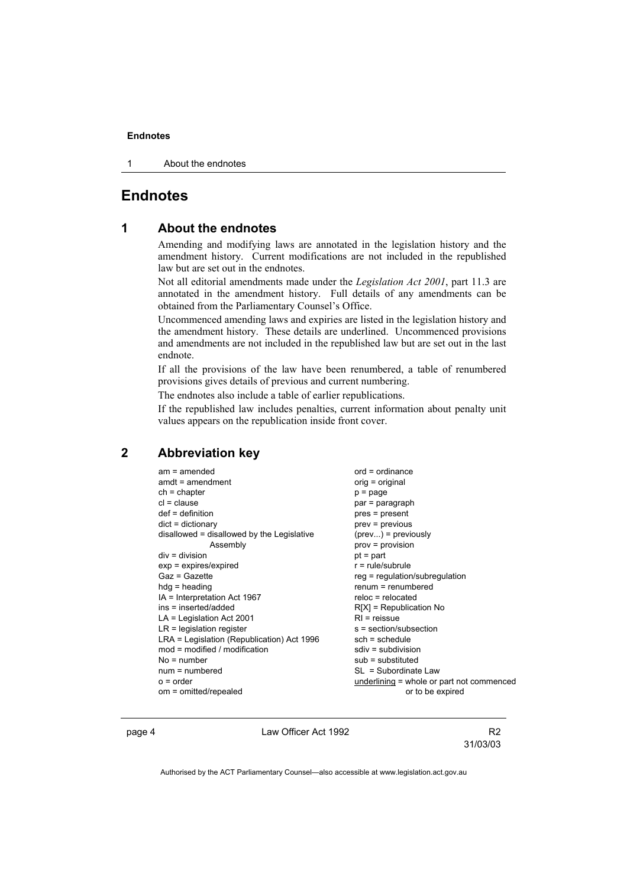# Endnotes

## 1 About the endnotes

Amending and modifying laws are annotated in the legislation history and the amendment history. Current modifications are not included in the republished law but are set out in the endnotes.

Not all editorial amendments made under the *Legislation Act 2001*, part 11.3 are annotated in the amendment history. Full details of any amendments can be obtained from the Parliamentary Counsel's Office.

Uncommenced amending laws and expiries are listed in the legislation history and the amendment history. These details are underlined. Uncommenced provisions and amendments are not included in the republished law but are set out in the last endnote.

If all the provisions of the law have been renumbered, a table of renumbered provisions gives details of previous and current numbering.

The endnotes also include a table of earlier republications.

If the republished law includes penalties, current information about penalty unit values appears on the republication inside front cover.

## 2 Abbreviation key

am = amended
amdt = amendment
ch = chapter
cl = clause
def = definition
dict = dictionary
disallowed = disallowed by the Legislative Assembly
div = division
exp = expires/expired
Gaz = Gazette
hdg = heading
IA = Interpretation Act 1967
ins = inserted/added
LA = Legislation Act 2001
LR = legislation register
LRA = Legislation (Republication) Act 1996
mod = modified / modification
No = number
num = numbered
o = order
om = omitted/repealed
ord = ordinance
orig = original
p = page
par = paragraph
pres = present
prev = previous
(prev...) = previously
prov = provision
pt = part
r = rule/subrule
reg = regulation/subregulation
renum = renumbered
reloc = relocated
R[X] = Republication No
RI = reissue
s = section/subsection
sch = schedule
sdiv = subdivision
sub = substituted
SL = Subordinate Law
<u>underlining</u> = whole or part not commenced or to be expired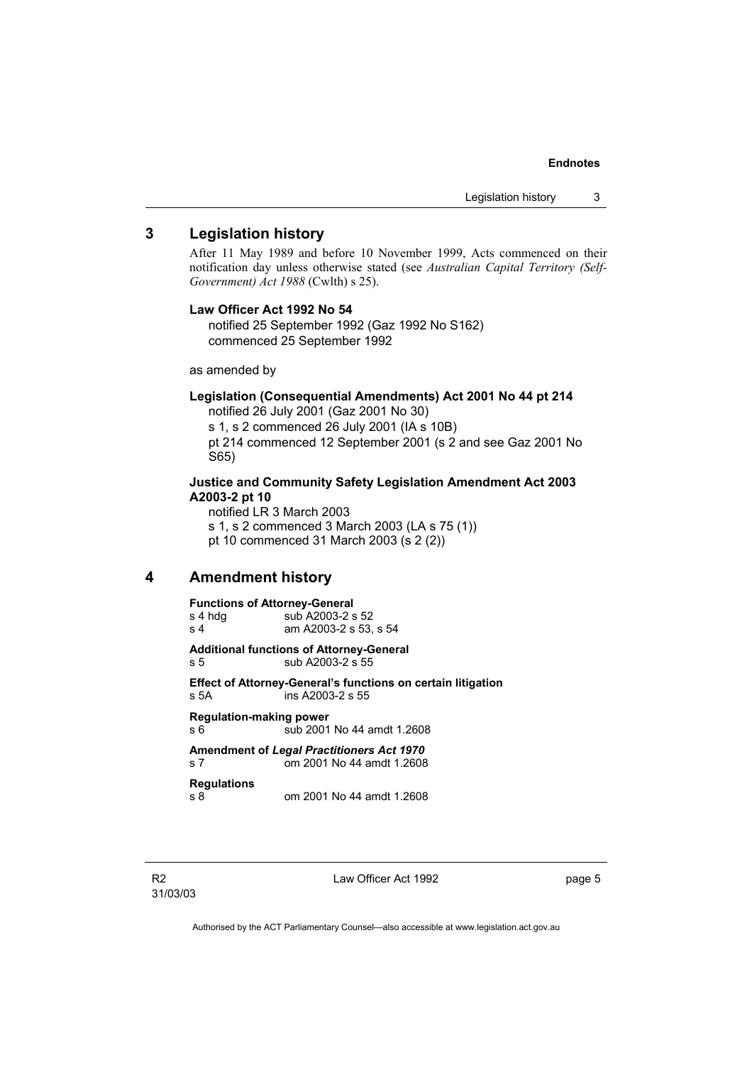## 3 Legislation history

After 11 May 1989 and before 10 November 1999, Acts commenced on their notification day unless otherwise stated (see *Australian Capital Territory (Self-Government) Act 1988* (Cwlth) s 25).

**Law Officer Act 1992 No 54**

notified 25 September 1992 (Gaz 1992 No S162)
commenced 25 September 1992

as amended by

**Legislation (Consequential Amendments) Act 2001 No 44 pt 214**

notified 26 July 2001 (Gaz 2001 No 30)
s 1, s 2 commenced 26 July 2001 (IA s 10B)
pt 214 commenced 12 September 2001 (s 2 and see Gaz 2001 No S65)

**Justice and Community Safety Legislation Amendment Act 2003 A2003-2 pt 10**

notified LR 3 March 2003
s 1, s 2 commenced 3 March 2003 (LA s 75 (1))
pt 10 commenced 31 March 2003 (s 2 (2))

## 4 Amendment history

**Functions of Attorney-General**
s 4 hdg sub A2003-2 s 52
s 4 am A2003-2 s 53, s 54

**Additional functions of Attorney-General**
s 5 sub A2003-2 s 55

**Effect of Attorney-General's functions on certain litigation**
s 5A ins A2003-2 s 55

**Regulation-making power**
s 6 sub 2001 No 44 amdt 1.2608

**Amendment of *Legal Practitioners Act 1970***
s 7 om 2001 No 44 amdt 1.2608

**Regulations**
s 8 om 2001 No 44 amdt 1.2608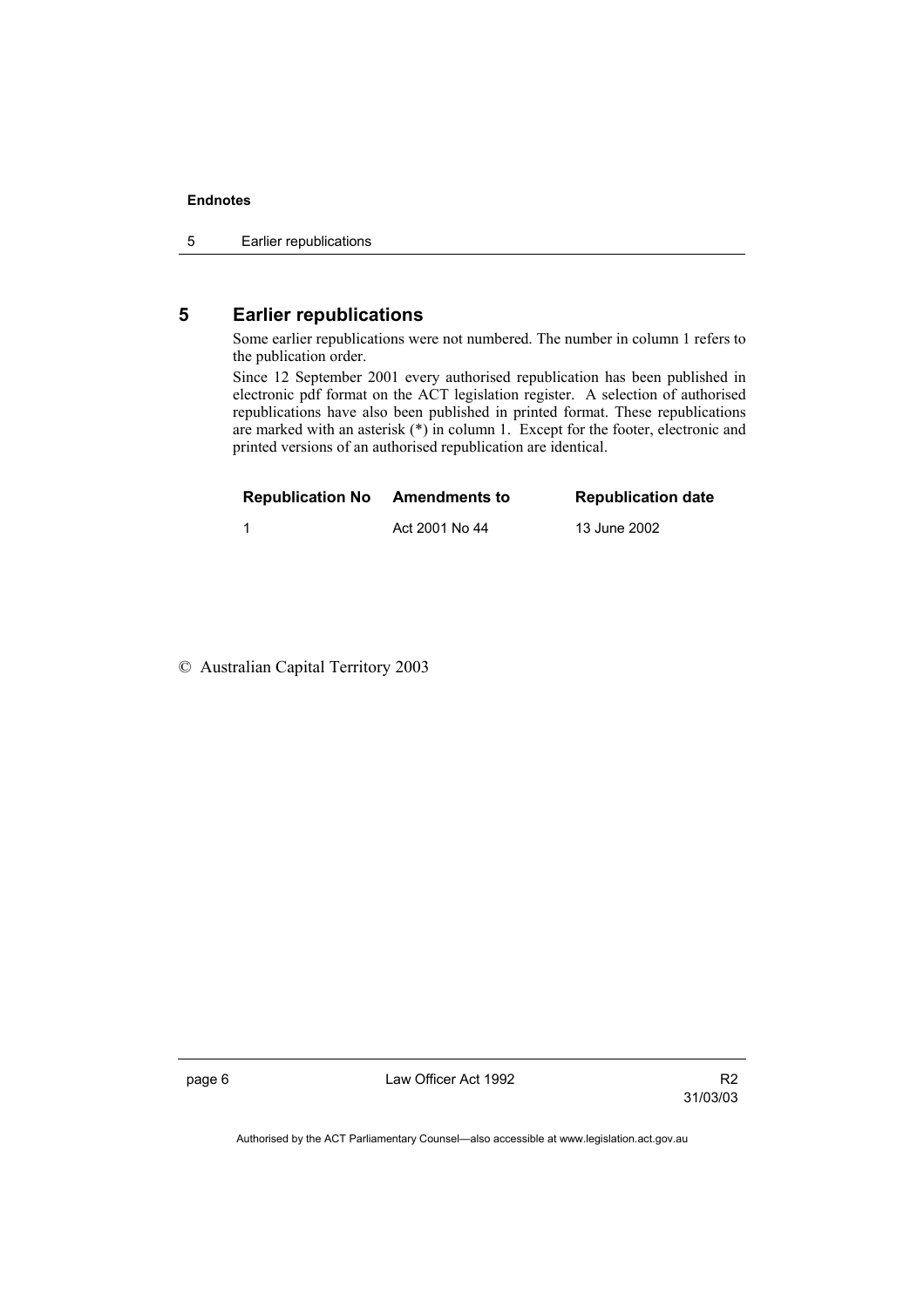## 5 Earlier republications

Some earlier republications were not numbered. The number in column 1 refers to the publication order.

Since 12 September 2001 every authorised republication has been published in electronic pdf format on the ACT legislation register. A selection of authorised republications have also been published in printed format. These republications are marked with an asterisk (*) in column 1. Except for the footer, electronic and printed versions of an authorised republication are identical.

| Republication No | Amendments to | Republication date |
|---|---|---|
| 1 | Act 2001 No 44 | 13 June 2002 |

© Australian Capital Territory 2003